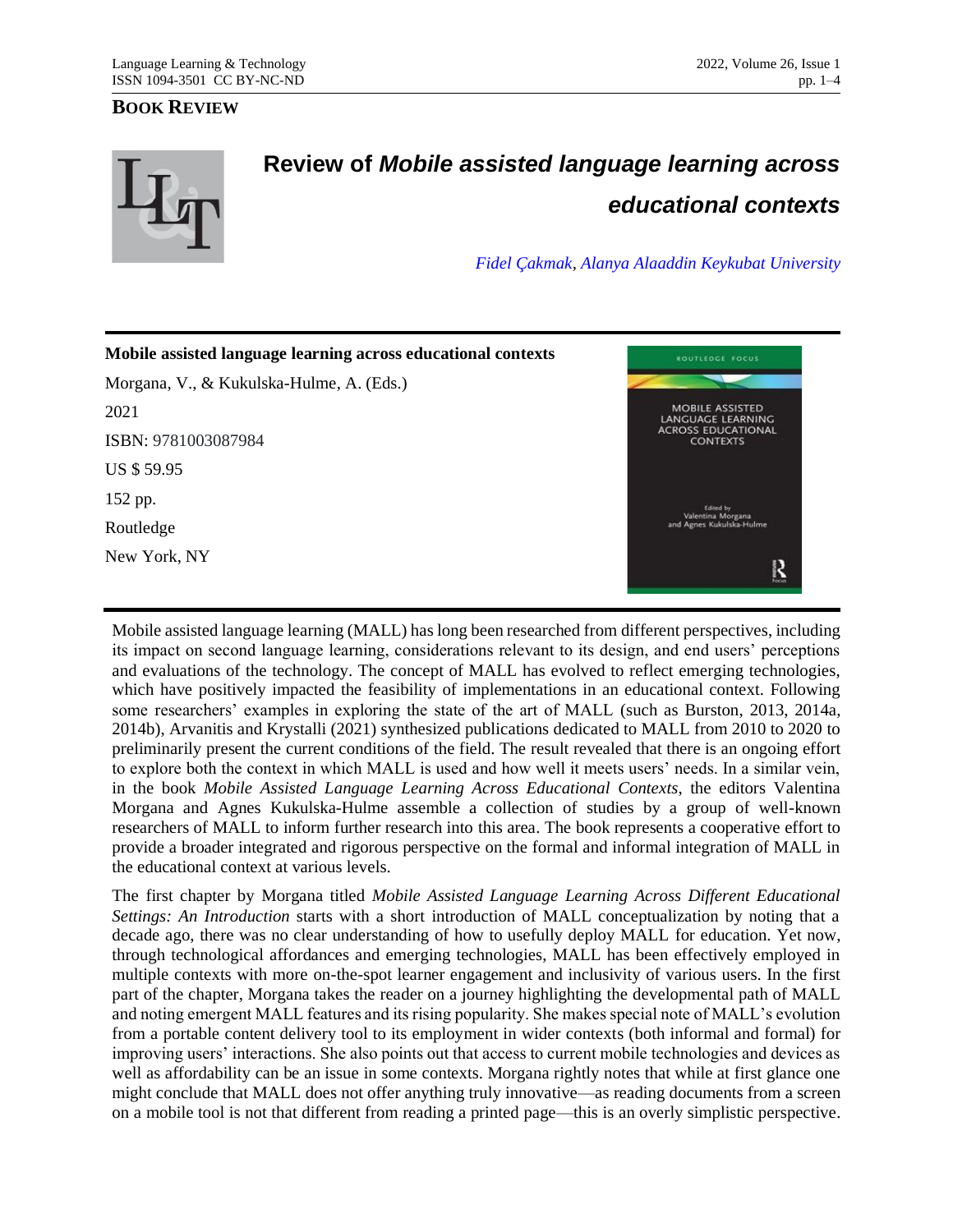## BOOK REVIEW

# Review of *Mobile assisted language learning across educational contexts*

*Fidel Çakmak, Alanya Alaaddin Keykubat University*

**Mobile assisted language learning across educational contexts**

Morgana, V., & Kukulska-Hulme, A. (Eds.)

2021

ISBN: 9781003087984

US $ 59.95

152 pp.

Routledge

New York, NY

Mobile assisted language learning (MALL) has long been researched from different perspectives, including its impact on second language learning, considerations relevant to its design, and end users' perceptions and evaluations of the technology. The concept of MALL has evolved to reflect emerging technologies, which have positively impacted the feasibility of implementations in an educational context. Following some researchers' examples in exploring the state of the art of MALL (such as Burston, 2013, 2014a, 2014b), Arvanitis and Krystalli (2021) synthesized publications dedicated to MALL from 2010 to 2020 to preliminarily present the current conditions of the field. The result revealed that there is an ongoing effort to explore both the context in which MALL is used and how well it meets users' needs. In a similar vein, in the book *Mobile Assisted Language Learning Across Educational Contexts*, the editors Valentina Morgana and Agnes Kukulska-Hulme assemble a collection of studies by a group of well-known researchers of MALL to inform further research into this area. The book represents a cooperative effort to provide a broader integrated and rigorous perspective on the formal and informal integration of MALL in the educational context at various levels.

The first chapter by Morgana titled *Mobile Assisted Language Learning Across Different Educational Settings: An Introduction* starts with a short introduction of MALL conceptualization by noting that a decade ago, there was no clear understanding of how to usefully deploy MALL for education. Yet now, through technological affordances and emerging technologies, MALL has been effectively employed in multiple contexts with more on-the-spot learner engagement and inclusivity of various users. In the first part of the chapter, Morgana takes the reader on a journey highlighting the developmental path of MALL and noting emergent MALL features and its rising popularity. She makes special note of MALL's evolution from a portable content delivery tool to its employment in wider contexts (both informal and formal) for improving users' interactions. She also points out that access to current mobile technologies and devices as well as affordability can be an issue in some contexts. Morgana rightly notes that while at first glance one might conclude that MALL does not offer anything truly innovative—as reading documents from a screen on a mobile tool is not that different from reading a printed page—this is an overly simplistic perspective.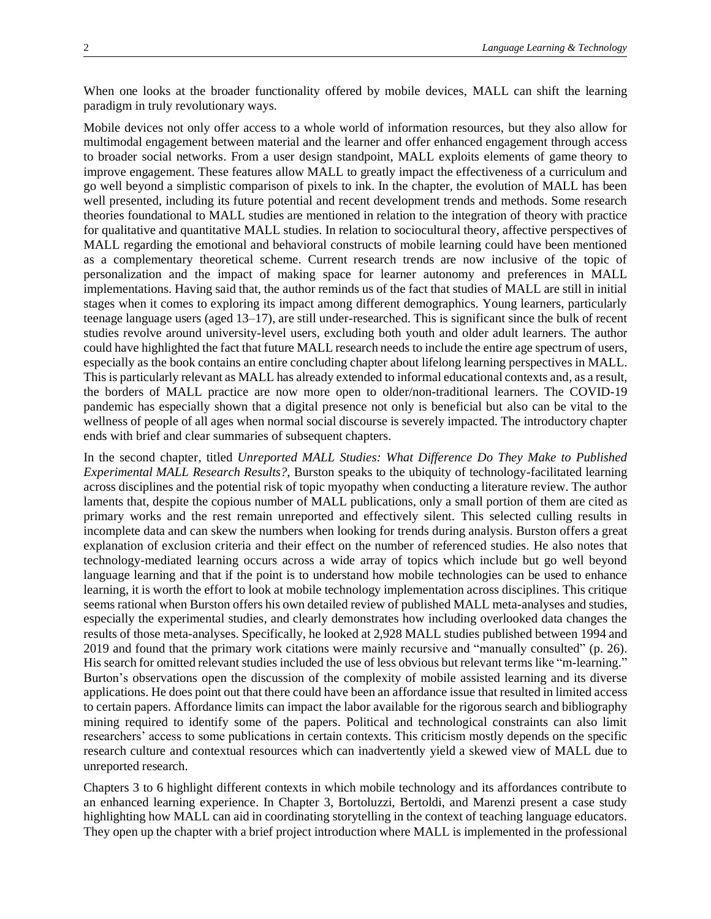When one looks at the broader functionality offered by mobile devices, MALL can shift the learning paradigm in truly revolutionary ways.

Mobile devices not only offer access to a whole world of information resources, but they also allow for multimodal engagement between material and the learner and offer enhanced engagement through access to broader social networks. From a user design standpoint, MALL exploits elements of game theory to improve engagement. These features allow MALL to greatly impact the effectiveness of a curriculum and go well beyond a simplistic comparison of pixels to ink. In the chapter, the evolution of MALL has been well presented, including its future potential and recent development trends and methods. Some research theories foundational to MALL studies are mentioned in relation to the integration of theory with practice for qualitative and quantitative MALL studies. In relation to sociocultural theory, affective perspectives of MALL regarding the emotional and behavioral constructs of mobile learning could have been mentioned as a complementary theoretical scheme. Current research trends are now inclusive of the topic of personalization and the impact of making space for learner autonomy and preferences in MALL implementations. Having said that, the author reminds us of the fact that studies of MALL are still in initial stages when it comes to exploring its impact among different demographics. Young learners, particularly teenage language users (aged 13–17), are still under-researched. This is significant since the bulk of recent studies revolve around university-level users, excluding both youth and older adult learners. The author could have highlighted the fact that future MALL research needs to include the entire age spectrum of users, especially as the book contains an entire concluding chapter about lifelong learning perspectives in MALL. This is particularly relevant as MALL has already extended to informal educational contexts and, as a result, the borders of MALL practice are now more open to older/non-traditional learners. The COVID-19 pandemic has especially shown that a digital presence not only is beneficial but also can be vital to the wellness of people of all ages when normal social discourse is severely impacted. The introductory chapter ends with brief and clear summaries of subsequent chapters.

In the second chapter, titled *Unreported MALL Studies: What Difference Do They Make to Published Experimental MALL Research Results?,* Burston speaks to the ubiquity of technology-facilitated learning across disciplines and the potential risk of topic myopathy when conducting a literature review. The author laments that, despite the copious number of MALL publications, only a small portion of them are cited as primary works and the rest remain unreported and effectively silent. This selected culling results in incomplete data and can skew the numbers when looking for trends during analysis. Burston offers a great explanation of exclusion criteria and their effect on the number of referenced studies. He also notes that technology-mediated learning occurs across a wide array of topics which include but go well beyond language learning and that if the point is to understand how mobile technologies can be used to enhance learning, it is worth the effort to look at mobile technology implementation across disciplines. This critique seems rational when Burston offers his own detailed review of published MALL meta-analyses and studies, especially the experimental studies, and clearly demonstrates how including overlooked data changes the results of those meta-analyses. Specifically, he looked at 2,928 MALL studies published between 1994 and 2019 and found that the primary work citations were mainly recursive and "manually consulted" (p. 26). His search for omitted relevant studies included the use of less obvious but relevant terms like "m-learning." Burton's observations open the discussion of the complexity of mobile assisted learning and its diverse applications. He does point out that there could have been an affordance issue that resulted in limited access to certain papers. Affordance limits can impact the labor available for the rigorous search and bibliography mining required to identify some of the papers. Political and technological constraints can also limit researchers' access to some publications in certain contexts. This criticism mostly depends on the specific research culture and contextual resources which can inadvertently yield a skewed view of MALL due to unreported research.

Chapters 3 to 6 highlight different contexts in which mobile technology and its affordances contribute to an enhanced learning experience. In Chapter 3, Bortoluzzi, Bertoldi, and Marenzi present a case study highlighting how MALL can aid in coordinating storytelling in the context of teaching language educators. They open up the chapter with a brief project introduction where MALL is implemented in the professional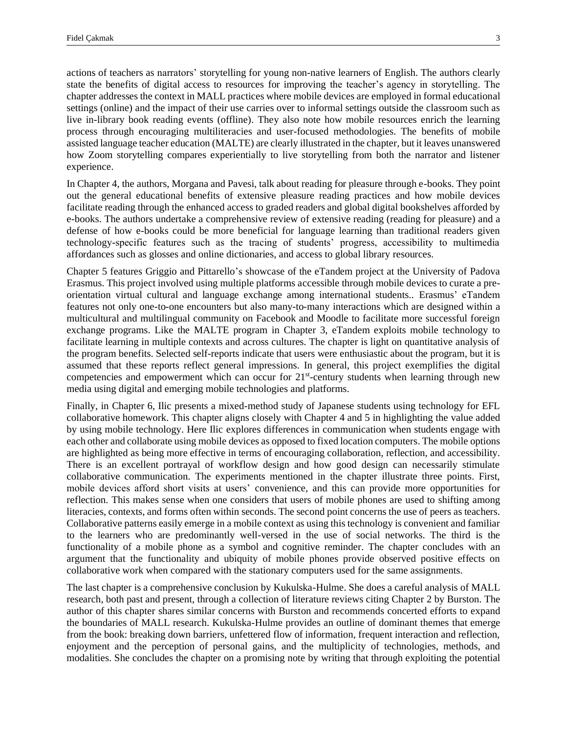actions of teachers as narrators' storytelling for young non-native learners of English. The authors clearly state the benefits of digital access to resources for improving the teacher's agency in storytelling. The chapter addresses the context in MALL practices where mobile devices are employed in formal educational settings (online) and the impact of their use carries over to informal settings outside the classroom such as live in-library book reading events (offline). They also note how mobile resources enrich the learning process through encouraging multiliteracies and user-focused methodologies. The benefits of mobile assisted language teacher education (MALTE) are clearly illustrated in the chapter, but it leaves unanswered how Zoom storytelling compares experientially to live storytelling from both the narrator and listener experience.

In Chapter 4, the authors, Morgana and Pavesi, talk about reading for pleasure through e-books. They point out the general educational benefits of extensive pleasure reading practices and how mobile devices facilitate reading through the enhanced access to graded readers and global digital bookshelves afforded by e-books. The authors undertake a comprehensive review of extensive reading (reading for pleasure) and a defense of how e-books could be more beneficial for language learning than traditional readers given technology-specific features such as the tracing of students' progress, accessibility to multimedia affordances such as glosses and online dictionaries, and access to global library resources.

Chapter 5 features Griggio and Pittarello's showcase of the eTandem project at the University of Padova Erasmus. This project involved using multiple platforms accessible through mobile devices to curate a pre-orientation virtual cultural and language exchange among international students.. Erasmus' eTandem features not only one-to-one encounters but also many-to-many interactions which are designed within a multicultural and multilingual community on Facebook and Moodle to facilitate more successful foreign exchange programs. Like the MALTE program in Chapter 3, eTandem exploits mobile technology to facilitate learning in multiple contexts and across cultures. The chapter is light on quantitative analysis of the program benefits. Selected self-reports indicate that users were enthusiastic about the program, but it is assumed that these reports reflect general impressions. In general, this project exemplifies the digital competencies and empowerment which can occur for 21st-century students when learning through new media using digital and emerging mobile technologies and platforms.

Finally, in Chapter 6, Ilic presents a mixed-method study of Japanese students using technology for EFL collaborative homework. This chapter aligns closely with Chapter 4 and 5 in highlighting the value added by using mobile technology. Here Ilic explores differences in communication when students engage with each other and collaborate using mobile devices as opposed to fixed location computers. The mobile options are highlighted as being more effective in terms of encouraging collaboration, reflection, and accessibility. There is an excellent portrayal of workflow design and how good design can necessarily stimulate collaborative communication. The experiments mentioned in the chapter illustrate three points. First, mobile devices afford short visits at users' convenience, and this can provide more opportunities for reflection. This makes sense when one considers that users of mobile phones are used to shifting among literacies, contexts, and forms often within seconds. The second point concerns the use of peers as teachers. Collaborative patterns easily emerge in a mobile context as using this technology is convenient and familiar to the learners who are predominantly well-versed in the use of social networks. The third is the functionality of a mobile phone as a symbol and cognitive reminder. The chapter concludes with an argument that the functionality and ubiquity of mobile phones provide observed positive effects on collaborative work when compared with the stationary computers used for the same assignments.

The last chapter is a comprehensive conclusion by Kukulska-Hulme. She does a careful analysis of MALL research, both past and present, through a collection of literature reviews citing Chapter 2 by Burston. The author of this chapter shares similar concerns with Burston and recommends concerted efforts to expand the boundaries of MALL research. Kukulska-Hulme provides an outline of dominant themes that emerge from the book: breaking down barriers, unfettered flow of information, frequent interaction and reflection, enjoyment and the perception of personal gains, and the multiplicity of technologies, methods, and modalities. She concludes the chapter on a promising note by writing that through exploiting the potential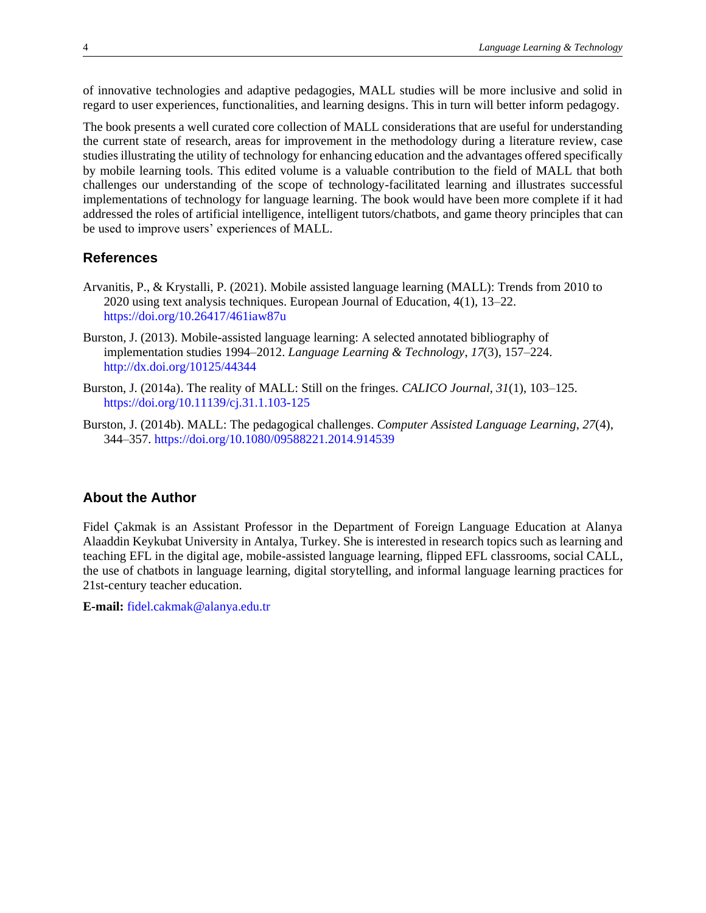of innovative technologies and adaptive pedagogies, MALL studies will be more inclusive and solid in regard to user experiences, functionalities, and learning designs. This in turn will better inform pedagogy.

The book presents a well curated core collection of MALL considerations that are useful for understanding the current state of research, areas for improvement in the methodology during a literature review, case studies illustrating the utility of technology for enhancing education and the advantages offered specifically by mobile learning tools. This edited volume is a valuable contribution to the field of MALL that both challenges our understanding of the scope of technology-facilitated learning and illustrates successful implementations of technology for language learning. The book would have been more complete if it had addressed the roles of artificial intelligence, intelligent tutors/chatbots, and game theory principles that can be used to improve users' experiences of MALL.

## References

Arvanitis, P., & Krystalli, P. (2021). Mobile assisted language learning (MALL): Trends from 2010 to 2020 using text analysis techniques. European Journal of Education, 4(1), 13–22. https://doi.org/10.26417/461iaw87u

Burston, J. (2013). Mobile-assisted language learning: A selected annotated bibliography of implementation studies 1994–2012. *Language Learning & Technology*, *17*(3), 157–224. http://dx.doi.org/10125/44344

Burston, J. (2014a). The reality of MALL: Still on the fringes. *CALICO Journal*, *31*(1), 103–125. https://doi.org/10.11139/cj.31.1.103-125

Burston, J. (2014b). MALL: The pedagogical challenges. *Computer Assisted Language Learning*, *27*(4), 344–357. https://doi.org/10.1080/09588221.2014.914539

## About the Author

Fidel Çakmak is an Assistant Professor in the Department of Foreign Language Education at Alanya Alaaddin Keykubat University in Antalya, Turkey. She is interested in research topics such as learning and teaching EFL in the digital age, mobile-assisted language learning, flipped EFL classrooms, social CALL, the use of chatbots in language learning, digital storytelling, and informal language learning practices for 21st-century teacher education.

**E-mail:** fidel.cakmak@alanya.edu.tr